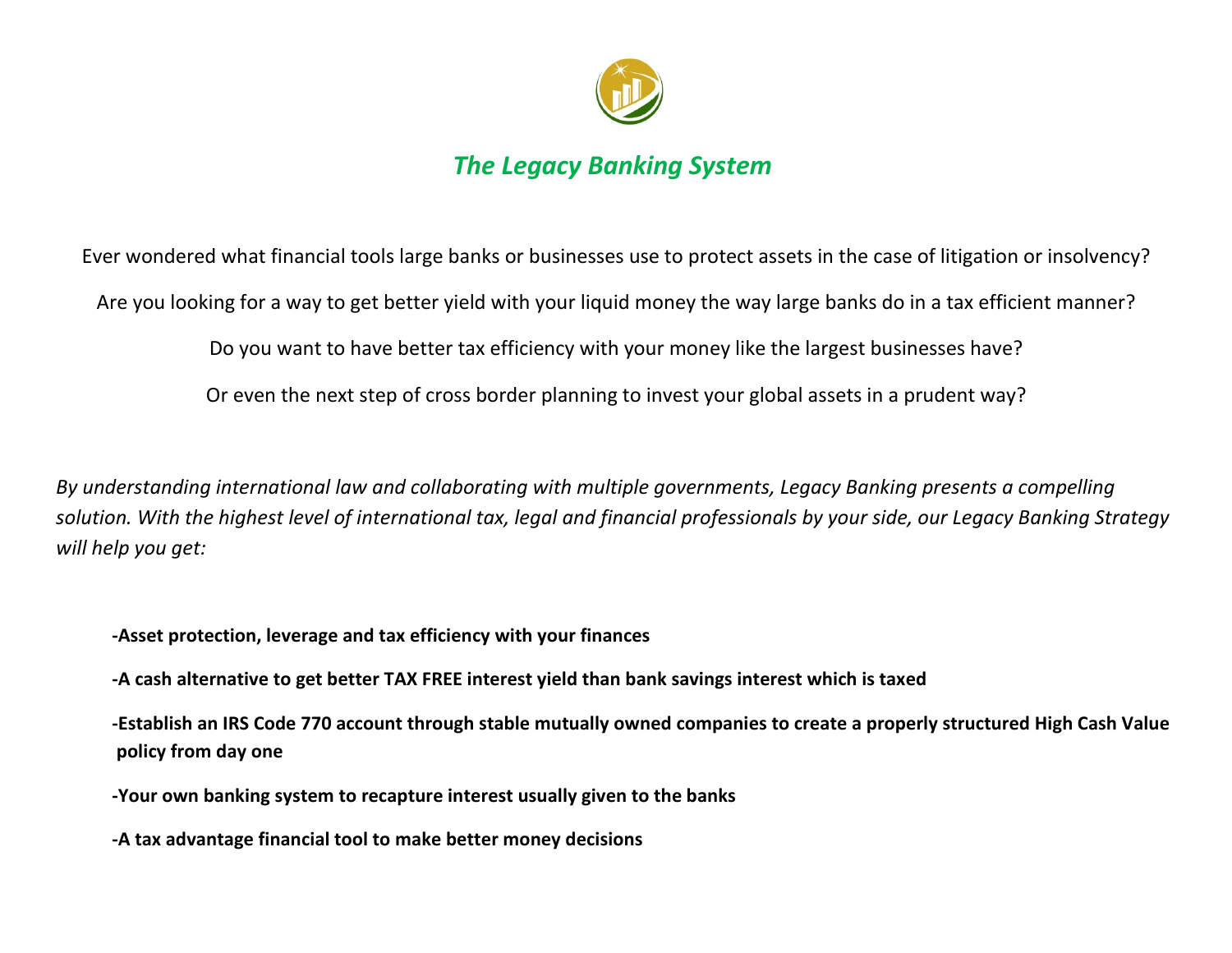# *The Legacy Banking System*

Ever wondered what financial tools large banks or businesses use to protect assets in the case of litigation or insolvency?

Are you looking for a way to get better yield with your liquid money the way large banks do in a tax efficient manner?

Do you want to have better tax efficiency with your money like the largest businesses have?

Or even the next step of cross border planning to invest your global assets in a prudent way?

*By understanding international law and collaborating with multiple governments, Legacy Banking presents a compelling solution. With the highest level of international tax, legal and financial professionals by your side, our Legacy Banking Strategy will help you get:*

**-Asset protection, leverage and tax efficiency with your finances**

**-A cash alternative to get better TAX FREE interest yield than bank savings interest which is taxed**

**-Establish an IRS Code 770 account through stable mutually owned companies to create a properly structured High Cash Value policy from day one**

**-Your own banking system to recapture interest usually given to the banks**

**-A tax advantage financial tool to make better money decisions**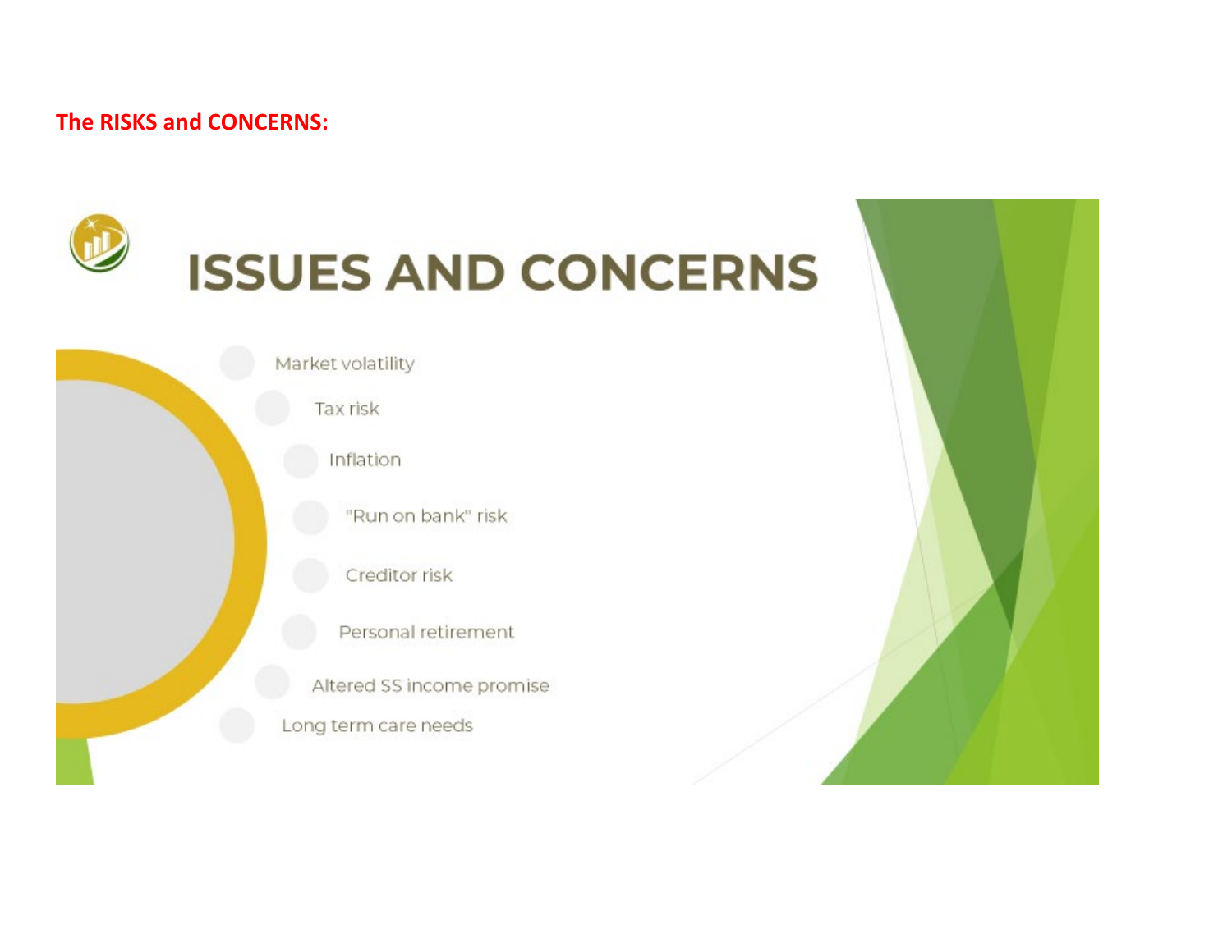**The RISKS and CONCERNS:**

# ISSUES AND CONCERNS

- Market volatility
- Tax risk
- Inflation
- "Run on bank" risk
- Creditor risk
- Personal retirement
- Altered SS income promise
- Long term care needs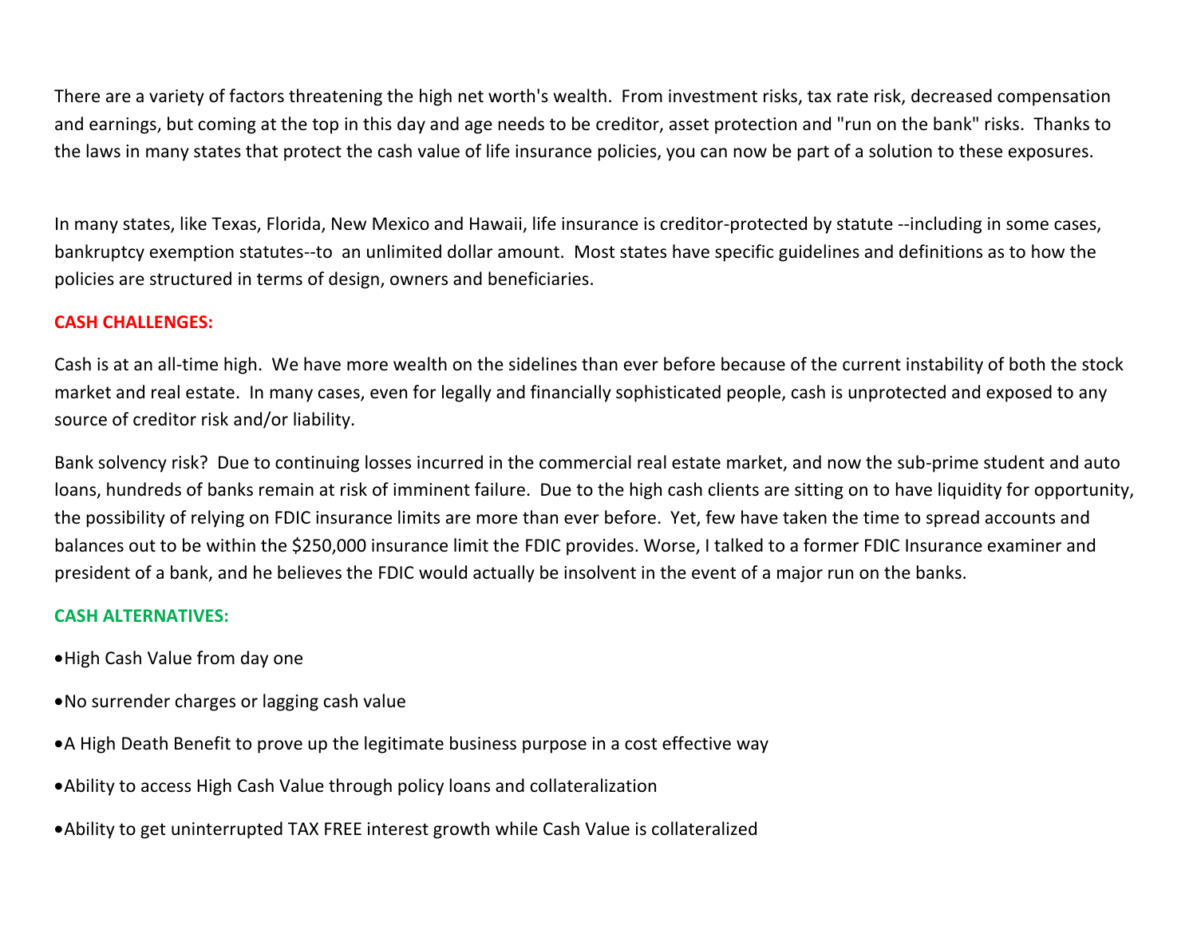There are a variety of factors threatening the high net worth's wealth. From investment risks, tax rate risk, decreased compensation and earnings, but coming at the top in this day and age needs to be creditor, asset protection and "run on the bank" risks. Thanks to the laws in many states that protect the cash value of life insurance policies, you can now be part of a solution to these exposures.

In many states, like Texas, Florida, New Mexico and Hawaii, life insurance is creditor-protected by statute --including in some cases, bankruptcy exemption statutes--to an unlimited dollar amount. Most states have specific guidelines and definitions as to how the policies are structured in terms of design, owners and beneficiaries.

**CASH CHALLENGES:**

Cash is at an all-time high. We have more wealth on the sidelines than ever before because of the current instability of both the stock market and real estate. In many cases, even for legally and financially sophisticated people, cash is unprotected and exposed to any source of creditor risk and/or liability.

Bank solvency risk? Due to continuing losses incurred in the commercial real estate market, and now the sub-prime student and auto loans, hundreds of banks remain at risk of imminent failure. Due to the high cash clients are sitting on to have liquidity for opportunity, the possibility of relying on FDIC insurance limits are more than ever before. Yet, few have taken the time to spread accounts and balances out to be within the $250,000 insurance limit the FDIC provides. Worse, I talked to a former FDIC Insurance examiner and president of a bank, and he believes the FDIC would actually be insolvent in the event of a major run on the banks.

**CASH ALTERNATIVES:**

- High Cash Value from day one
- No surrender charges or lagging cash value
- A High Death Benefit to prove up the legitimate business purpose in a cost effective way
- Ability to access High Cash Value through policy loans and collateralization
- Ability to get uninterrupted TAX FREE interest growth while Cash Value is collateralized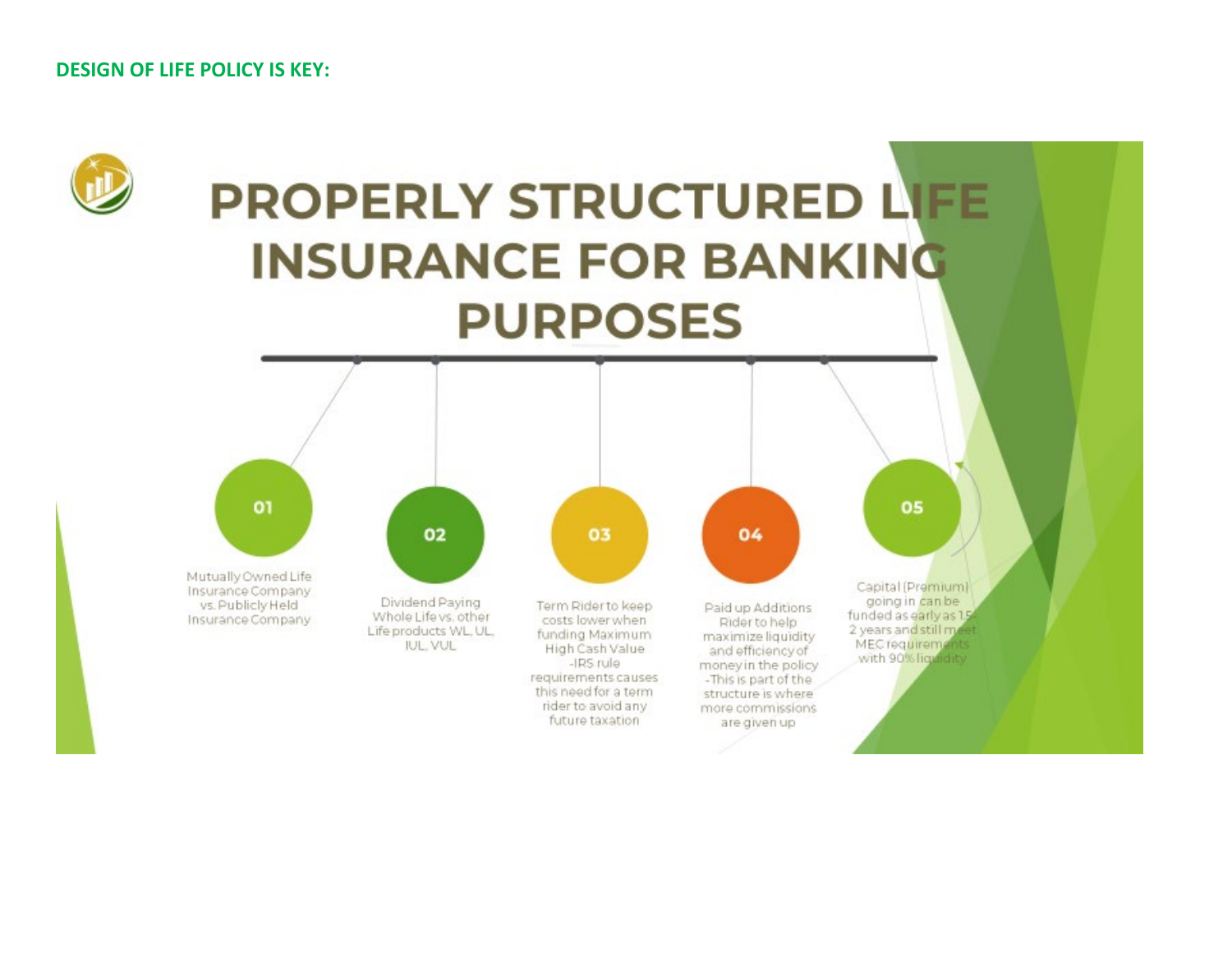**DESIGN OF LIFE POLICY IS KEY:**

# PROPERLY STRUCTURED LIFE INSURANCE FOR BANKING PURPOSES

**01**

Mutually Owned Life Insurance Company vs. Publicly Held Insurance Company

**02**

Dividend Paying Whole Life vs. other Life products WL, UL, IUL, VUL

**03**

Term Rider to keep costs lower when funding Maximum High Cash Value -IRS rule requirements causes this need for a term rider to avoid any future taxation

**04**

Paid up Additions Rider to help maximize liquidity and efficiency of money in the policy -This is part of the structure is where more commissions are given up

**05**

Capital (Premium) going in can be funded as early as 1.5-2 years and still meet MEC requirements with 90% liquidity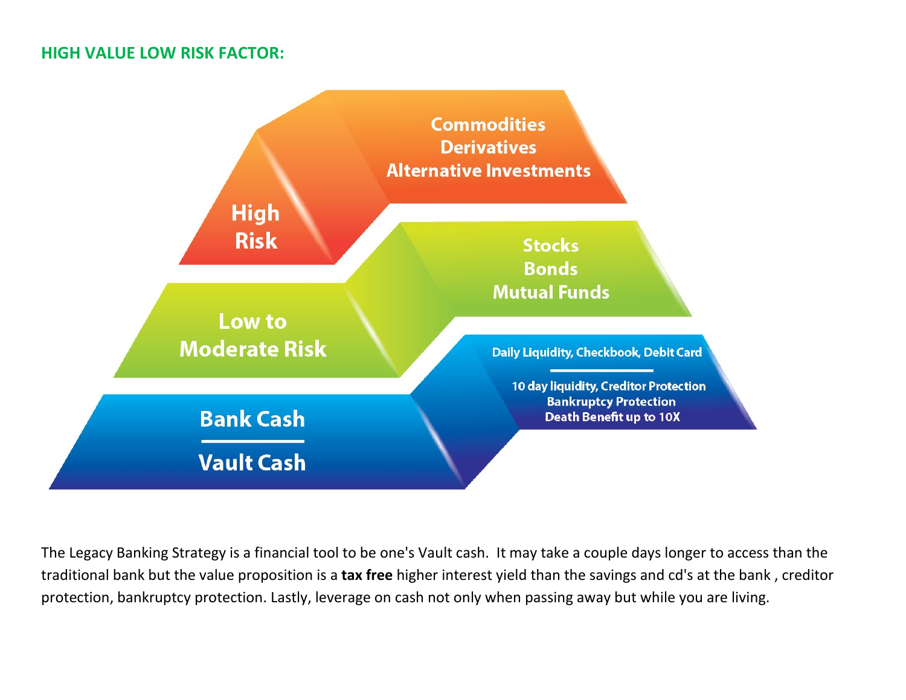## HIGH VALUE LOW RISK FACTOR:

**High Risk**
Commodities
Derivatives
Alternative Investments

**Low to Moderate Risk**
Stocks
Bonds
Mutual Funds

**Bank Cash**
Daily Liquidity, Checkbook, Debit Card

**Vault Cash**
10 day liquidity, Creditor Protection
Bankruptcy Protection
Death Benefit up to 10X

The Legacy Banking Strategy is a financial tool to be one's Vault cash. It may take a couple days longer to access than the traditional bank but the value proposition is a **tax free** higher interest yield than the savings and cd's at the bank , creditor protection, bankruptcy protection. Lastly, leverage on cash not only when passing away but while you are living.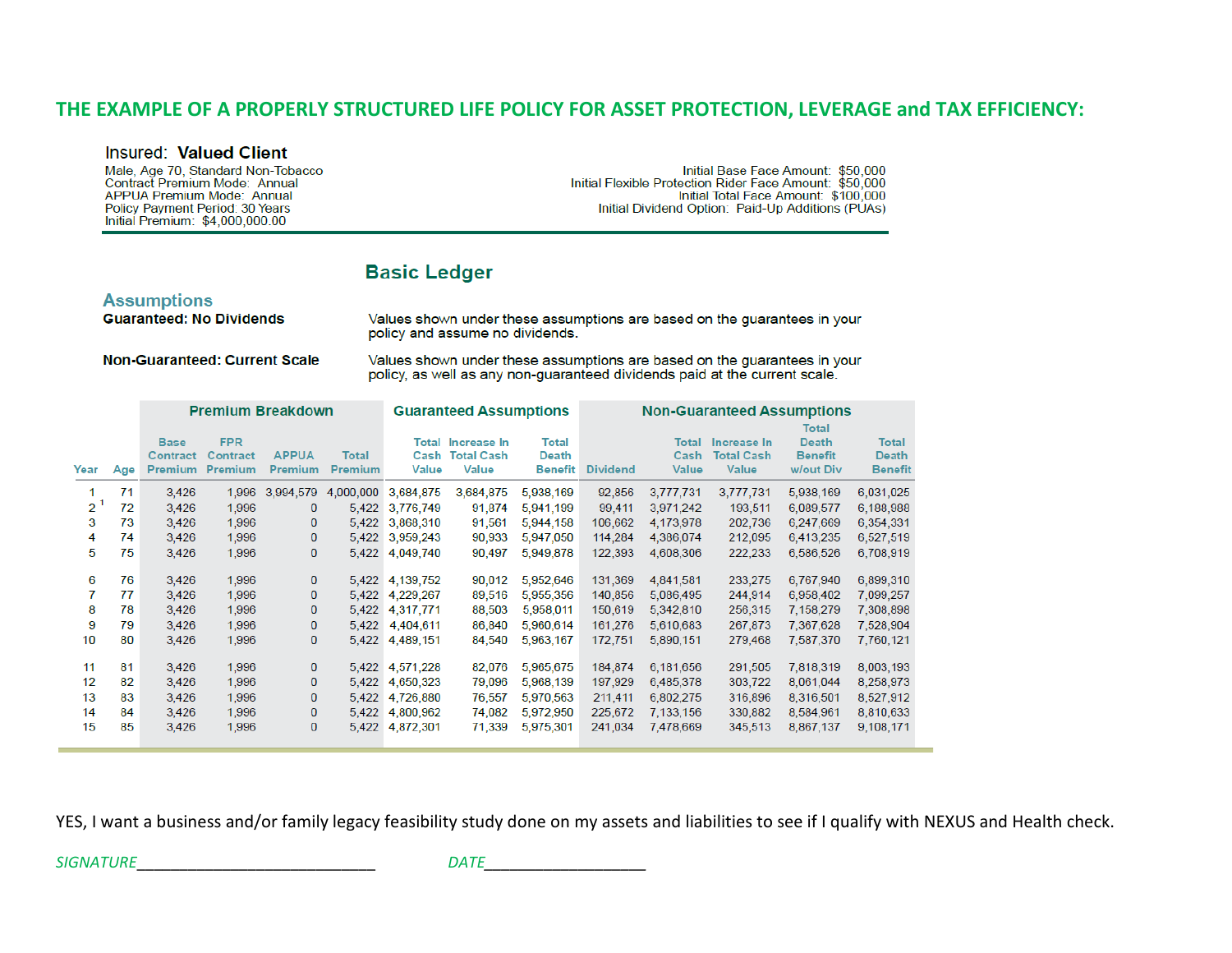# THE EXAMPLE OF A PROPERLY STRUCTURED LIFE POLICY FOR ASSET PROTECTION, LEVERAGE and TAX EFFICIENCY:

Insured: **Valued Client**

Male, Age 70, Standard Non-Tobacco
Contract Premium Mode: Annual
APPUA Premium Mode: Annual
Policy Payment Period: 30 Years
Initial Premium: $4,000,000.00

Initial Base Face Amount: $50,000
Initial Flexible Protection Rider Face Amount: $50,000
Initial Total Face Amount: $100,000
Initial Dividend Option: Paid-Up Additions (PUAs)

## Basic Ledger

### Assumptions

**Guaranteed: No Dividends** — Values shown under these assumptions are based on the guarantees in your policy and assume no dividends.

**Non-Guaranteed: Current Scale** — Values shown under these assumptions are based on the guarantees in your policy, as well as any non-guaranteed dividends paid at the current scale.

| | | Premium Breakdown | | | | Guaranteed Assumptions | | | Non-Guaranteed Assumptions | | | | |
|---|---|---|---|---|---|---|---|---|---|---|---|---|---|
| Year | Age | Base Contract Premium | FPR Contract Premium | APPUA Premium | Total Premium | Total Cash Value | Increase In Total Cash Value | Total Death Benefit | Dividend | Total Cash Value | Increase In Total Cash Value | Total Death Benefit w/out Div | Total Death Benefit |
| 1 | 71 | 3,426 | 1,996 | 3,994,579 | 4,000,000 | 3,684,875 | 3,684,875 | 5,938,169 | 92,856 | 3,777,731 | 3,777,731 | 5,938,169 | 6,031,025 |
| 2 [1] | 72 | 3,426 | 1,996 | 0 | 5,422 | 3,776,749 | 91,874 | 5,941,199 | 99,411 | 3,971,242 | 193,511 | 6,089,577 | 6,188,988 |
| 3 | 73 | 3,426 | 1,996 | 0 | 5,422 | 3,868,310 | 91,561 | 5,944,158 | 106,662 | 4,173,978 | 202,736 | 6,247,669 | 6,354,331 |
| 4 | 74 | 3,426 | 1,996 | 0 | 5,422 | 3,959,243 | 90,933 | 5,947,050 | 114,284 | 4,386,074 | 212,095 | 6,413,235 | 6,527,519 |
| 5 | 75 | 3,426 | 1,996 | 0 | 5,422 | 4,049,740 | 90,497 | 5,949,878 | 122,393 | 4,608,306 | 222,233 | 6,586,526 | 6,708,919 |
| 6 | 76 | 3,426 | 1,996 | 0 | 5,422 | 4,139,752 | 90,012 | 5,952,646 | 131,369 | 4,841,581 | 233,275 | 6,767,940 | 6,899,310 |
| 7 | 77 | 3,426 | 1,996 | 0 | 5,422 | 4,229,267 | 89,516 | 5,955,356 | 140,856 | 5,086,495 | 244,914 | 6,958,402 | 7,099,257 |
| 8 | 78 | 3,426 | 1,996 | 0 | 5,422 | 4,317,771 | 88,503 | 5,958,011 | 150,619 | 5,342,810 | 256,315 | 7,158,279 | 7,308,898 |
| 9 | 79 | 3,426 | 1,996 | 0 | 5,422 | 4,404,611 | 86,840 | 5,960,614 | 161,276 | 5,610,683 | 267,873 | 7,367,628 | 7,528,904 |
| 10 | 80 | 3,426 | 1,996 | 0 | 5,422 | 4,489,151 | 84,540 | 5,963,167 | 172,751 | 5,890,151 | 279,468 | 7,587,370 | 7,760,121 |
| 11 | 81 | 3,426 | 1,996 | 0 | 5,422 | 4,571,228 | 82,076 | 5,965,675 | 184,874 | 6,181,656 | 291,505 | 7,818,319 | 8,003,193 |
| 12 | 82 | 3,426 | 1,996 | 0 | 5,422 | 4,650,323 | 79,096 | 5,968,139 | 197,929 | 6,485,378 | 303,722 | 8,061,044 | 8,258,973 |
| 13 | 83 | 3,426 | 1,996 | 0 | 5,422 | 4,726,880 | 76,557 | 5,970,563 | 211,411 | 6,802,275 | 316,896 | 8,316,501 | 8,527,912 |
| 14 | 84 | 3,426 | 1,996 | 0 | 5,422 | 4,800,962 | 74,082 | 5,972,950 | 225,672 | 7,133,156 | 330,882 | 8,584,961 | 8,810,633 |
| 15 | 85 | 3,426 | 1,996 | 0 | 5,422 | 4,872,301 | 71,339 | 5,975,301 | 241,034 | 7,478,669 | 345,513 | 8,867,137 | 9,108,171 |

YES, I want a business and/or family legacy feasibility study done on my assets and liabilities to see if I qualify with NEXUS and Health check.

*SIGNATURE*_____________________________ *DATE*___________________